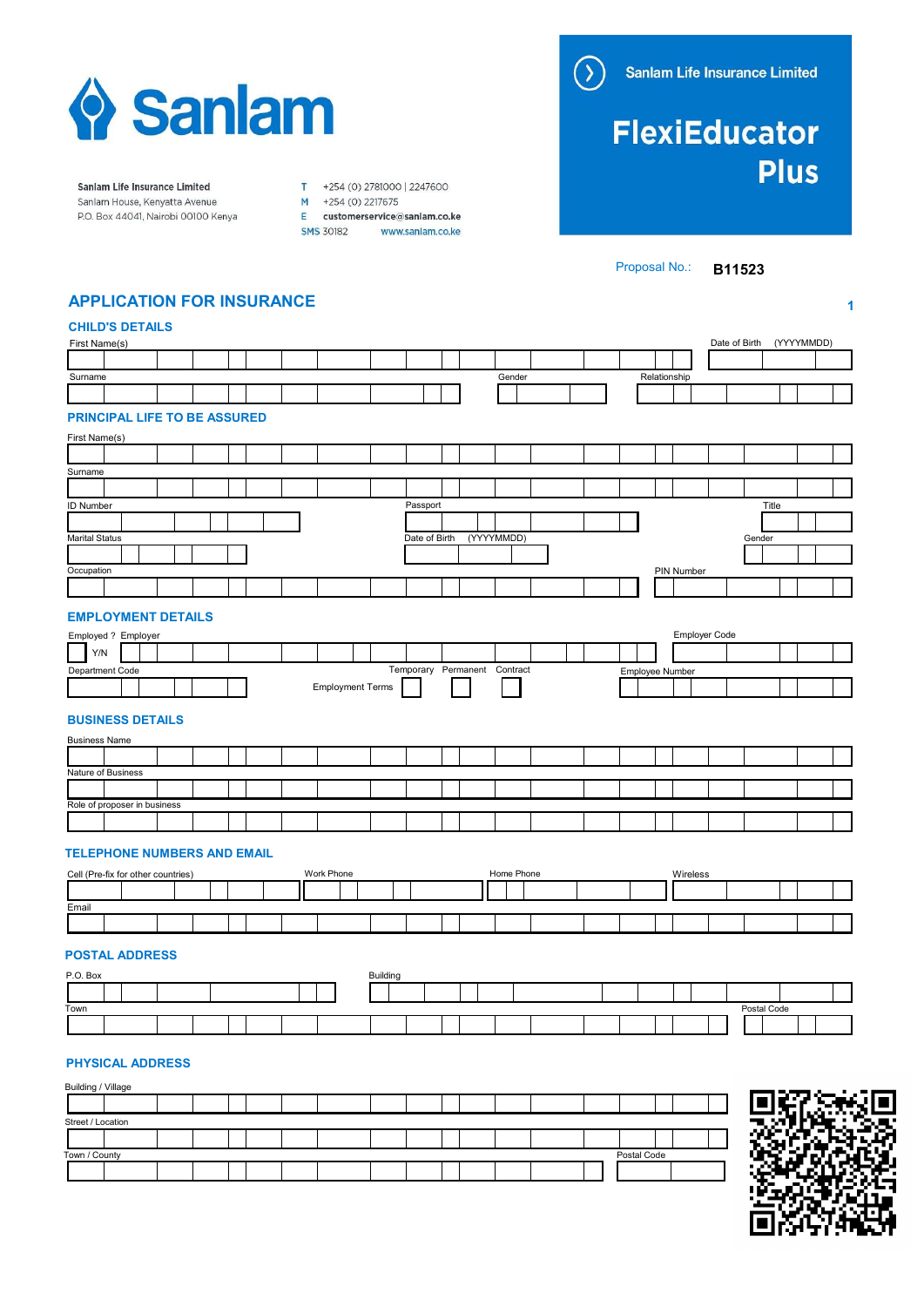# Sanlam

**Sanlam Life Insurance Limited**
Sanlam House, Kenyatta Avenue
P.O. Box 44041, Nairobi 00100 Kenya

T +254 (0) 2781000 | 2247600
M +254 (0) 2217675
E **customerservice@sanlam.co.ke**
SMS 30182 www.sanlam.co.ke

**Sanlam Life Insurance Limited**

# FlexiEducator Plus

Proposal No.: **B11523**

## APPLICATION FOR INSURANCE

### CHILD'S DETAILS

First Name(s) | Date of Birth (YYYYMMDD)

Surname | Gender | Relationship

### PRINCIPAL LIFE TO BE ASSURED

First Name(s)

Surname

ID Number | Passport | Title

Marital Status | Date of Birth (YYYYMMDD) | Gender

Occupation | PIN Number

### EMPLOYMENT DETAILS

Employed ? Y/N | Employer | Employer Code

Department Code | Employment Terms: Temporary | Permanent | Contract | Employee Number

### BUSINESS DETAILS

Business Name

Nature of Business

Role of proposer in business

### TELEPHONE NUMBERS AND EMAIL

Cell (Pre-fix for other countries) | Work Phone | Home Phone | Wireless

Email

### POSTAL ADDRESS

P.O. Box | Building

Town | Postal Code

### PHYSICAL ADDRESS

Building / Village

Street / Location

Town / County | Postal Code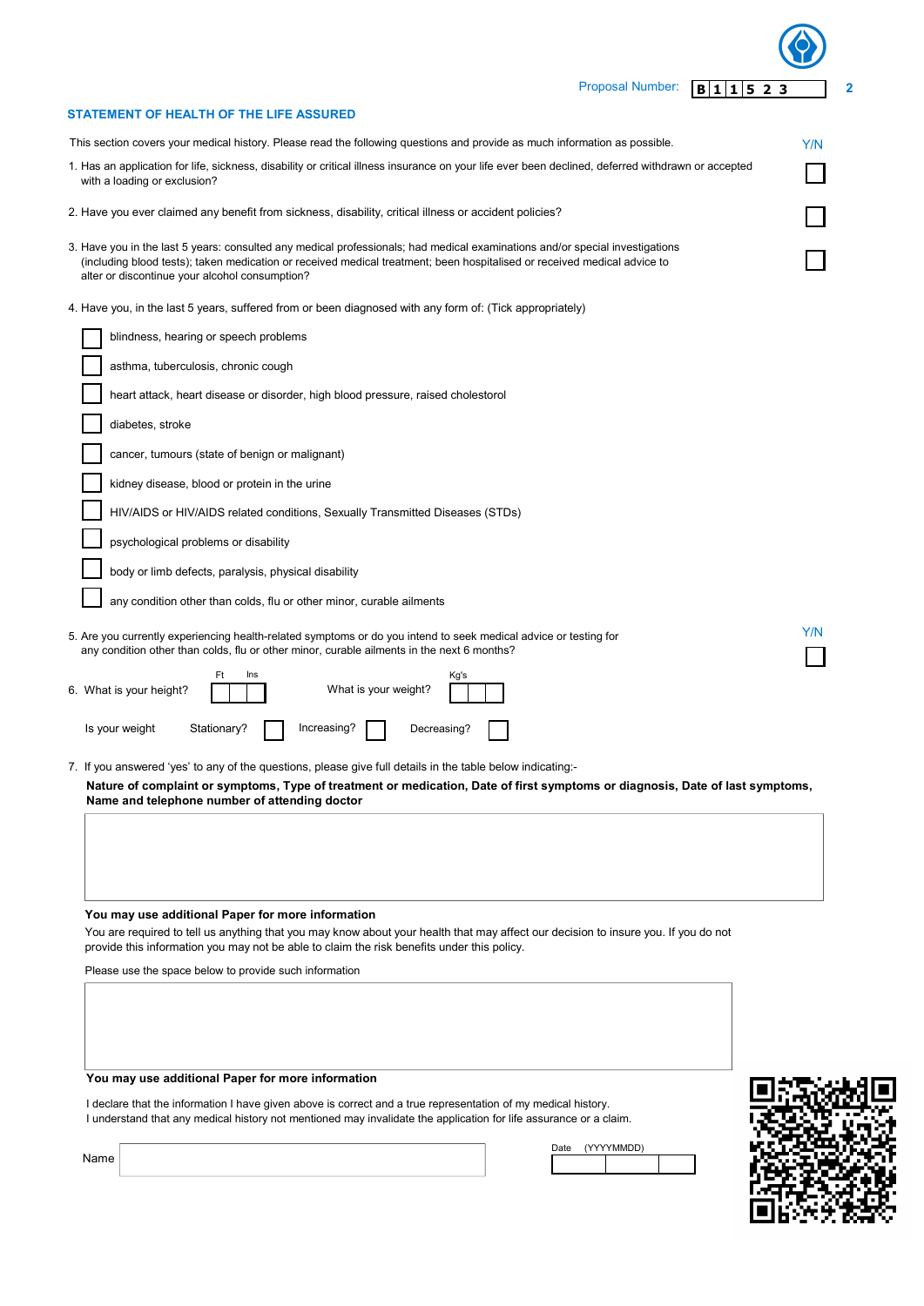Proposal Number: B 1 1 5 2 3

## STATEMENT OF HEALTH OF THE LIFE ASSURED

This section covers your medical history. Please read the following questions and provide as much information as possible.

Y/N

1. Has an application for life, sickness, disability or critical illness insurance on your life ever been declined, deferred withdrawn or accepted with a loading or exclusion? ☐

2. Have you ever claimed any benefit from sickness, disability, critical illness or accident policies? ☐

3. Have you in the last 5 years: consulted any medical professionals; had medical examinations and/or special investigations (including blood tests); taken medication or received medical treatment; been hospitalised or received medical advice to alter or discontinue your alcohol consumption? ☐

4. Have you, in the last 5 years, suffered from or been diagnosed with any form of: (Tick appropriately)

- ☐ blindness, hearing or speech problems
- ☐ asthma, tuberculosis, chronic cough
- ☐ heart attack, heart disease or disorder, high blood pressure, raised cholestorol
- ☐ diabetes, stroke
- ☐ cancer, tumours (state of benign or malignant)
- ☐ kidney disease, blood or protein in the urine
- ☐ HIV/AIDS or HIV/AIDS related conditions, Sexually Transmitted Diseases (STDs)
- ☐ psychological problems or disability
- ☐ body or limb defects, paralysis, physical disability
- ☐ any condition other than colds, flu or other minor, curable ailments

Y/N

5. Are you currently experiencing health-related symptoms or do you intend to seek medical advice or testing for any condition other than colds, flu or other minor, curable ailments in the next 6 months? ☐

6. What is your height? Ft ☐ Ins ☐ What is your weight? Kg's ☐

Is your weight Stationary? ☐ Increasing? ☐ Decreasing? ☐

7. If you answered 'yes' to any of the questions, please give full details in the table below indicating:-

**Nature of complaint or symptoms, Type of treatment or medication, Date of first symptoms or diagnosis, Date of last symptoms, Name and telephone number of attending doctor**

**You may use additional Paper for more information**

You are required to tell us anything that you may know about your health that may affect our decision to insure you. If you do not provide this information you may not be able to claim the risk benefits under this policy.

Please use the space below to provide such information

**You may use additional Paper for more information**

I declare that the information I have given above is correct and a true representation of my medical history.
I understand that any medical history not mentioned may invalidate the application for life assurance or a claim.

Name

Date (YYYYMMDD)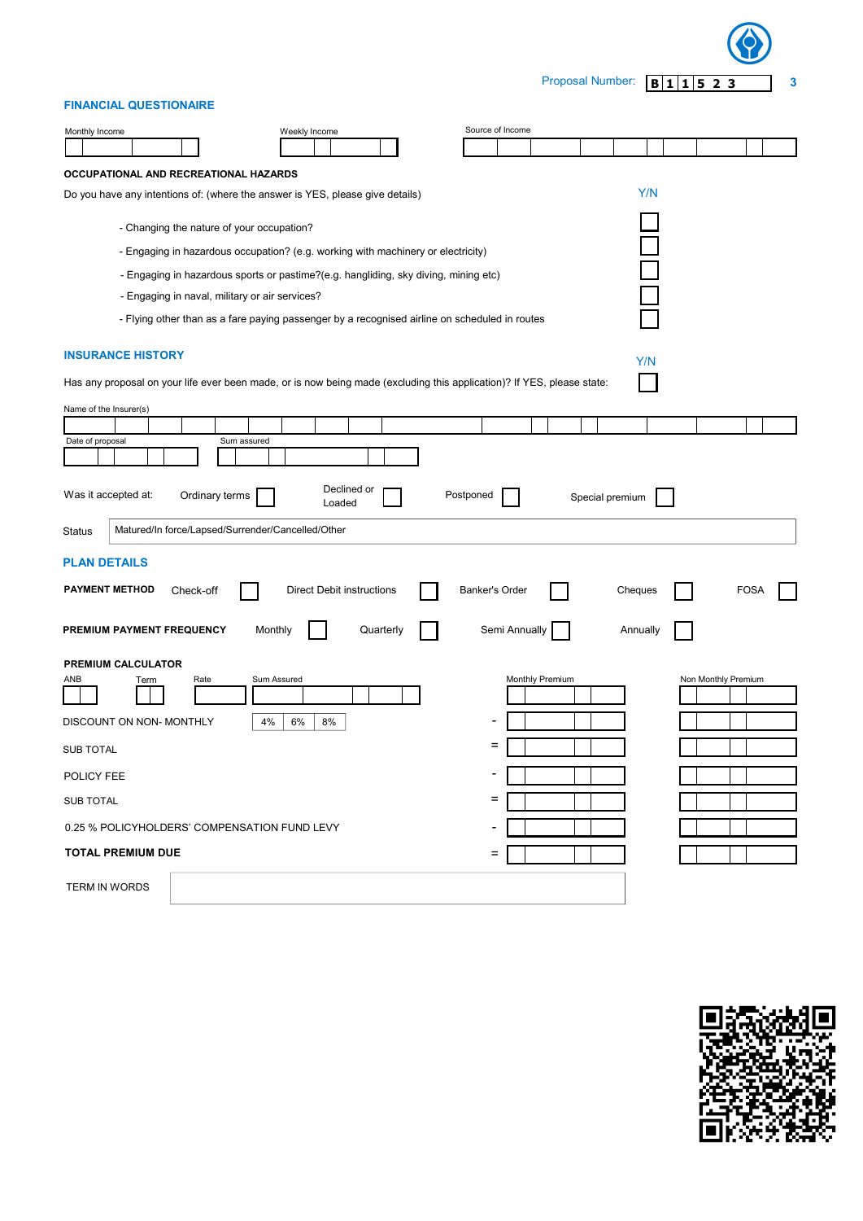Proposal Number: B 1 1 5 2 3

## FINANCIAL QUESTIONAIRE

| Monthly Income | Weekly Income | Source of Income |
| --- | --- | --- |
| | | |

### OCCUPATIONAL AND RECREATIONAL HAZARDS

Do you have any intentions of: (where the answer is YES, please give details)

| | Y/N |
| --- | --- |
| - Changing the nature of your occupation? | |
| - Engaging in hazardous occupation? (e.g. working with machinery or electricity) | |
| - Engaging in hazardous sports or pastime?(e.g. hangliding, sky diving, mining etc) | |
| - Engaging in naval, military or air services? | |
| - Flying other than as a fare paying passenger by a recognised airline on scheduled in routes | |

## INSURANCE HISTORY

| | Y/N |
| --- | --- |
| Has any proposal on your life ever been made, or is now being made (excluding this application)? If YES, please state: | |

| Name of the Insurer(s) |
| --- |
| |

| Date of proposal | Sum assured |
| --- | --- |
| | |

Was it accepted at: Ordinary terms ☐ Declined or Loaded ☐ Postponed ☐ Special premium ☐

Status: Matured/In force/Lapsed/Surrender/Cancelled/Other

## PLAN DETAILS

**PAYMENT METHOD** Check-off ☐ Direct Debit instructions ☐ Banker's Order ☐ Cheques ☐ FOSA ☐

**PREMIUM PAYMENT FREQUENCY** Monthly ☐ Quarterly ☐ Semi Annually ☐ Annually ☐

**PREMIUM CALCULATOR**

| ANB | Term | Rate | Sum Assured | Monthly Premium | Non Monthly Premium |
| --- | --- | --- | --- | --- | --- |
| | | | | | |

| | | | Monthly Premium | Non Monthly Premium |
| --- | --- | --- | --- | --- |
| DISCOUNT ON NON- MONTHLY | 4% 6% 8% | - | | |
| SUB TOTAL | | = | | |
| POLICY FEE | | - | | |
| SUB TOTAL | | = | | |
| 0.25 % POLICYHOLDERS' COMPENSATION FUND LEVY | | - | | |
| **TOTAL PREMIUM DUE** | | = | | |

TERM IN WORDS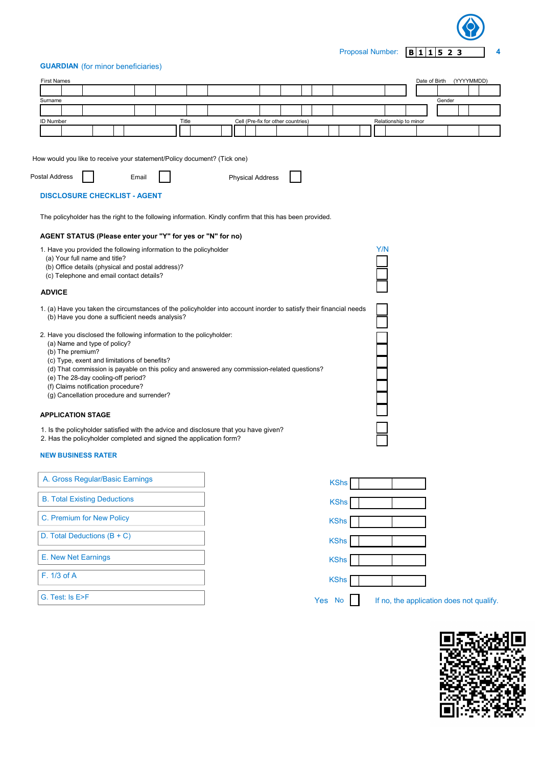Proposal Number: B 1 1 5 2 3

## GUARDIAN (for minor beneficiaries)

| First Names | Date of Birth (YYYYMMDD) |
|---|---|
| | |

| Surname | Gender |
|---|---|
| | |

| ID Number | Title | Cell (Pre-fix for other countries) | Relationship to minor |
|---|---|---|---|
| | | | |

How would you like to receive your statement/Policy document? (Tick one)

Postal Address ☐ Email ☐ Physical Address ☐

## DISCLOSURE CHECKLIST - AGENT

The policyholder has the right to the following information. Kindly confirm that this has been provided.

### AGENT STATUS (Please enter your "Y" for yes or "N" for no)

| | Y/N |
|---|---|
| 1. Have you provided the following information to the policyholder | |
| (a) Your full name and title? | ☐ |
| (b) Office details (physical and postal address)? | ☐ |
| (c) Telephone and email contact details? | ☐ |

### ADVICE

| | Y/N |
|---|---|
| 1. (a) Have you taken the circumstances of the policyholder into account inorder to satisfy their financial needs | ☐ |
| (b) Have you done a sufficient needs analysis? | ☐ |
| 2. Have you disclosed the following information to the policyholder: | |
| (a) Name and type of policy? | ☐ |
| (b) The premium? | ☐ |
| (c) Type, exent and limitations of benefits? | ☐ |
| (d) That commission is payable on this policy and answered any commission-related questions? | ☐ |
| (e) The 28-day cooling-off period? | ☐ |
| (f) Claims notification procedure? | ☐ |
| (g) Cancellation procedure and surrender? | ☐ |

### APPLICATION STAGE

| | Y/N |
|---|---|
| 1. Is the policyholder satisfied with the advice and disclosure that you have given? | ☐ |
| 2. Has the policyholder completed and signed the application form? | ☐ |

## NEW BUSINESS RATER

| | |
|---|---|
| A. Gross Regular/Basic Earnings | KShs |
| B. Total Existing Deductions | KShs |
| C. Premium for New Policy | KShs |
| D. Total Deductions (B + C) | KShs |
| E. New Net Earnings | KShs |
| F. 1/3 of A | KShs |
| G. Test: Is E>F | Yes No ☐ If no, the application does not qualify. |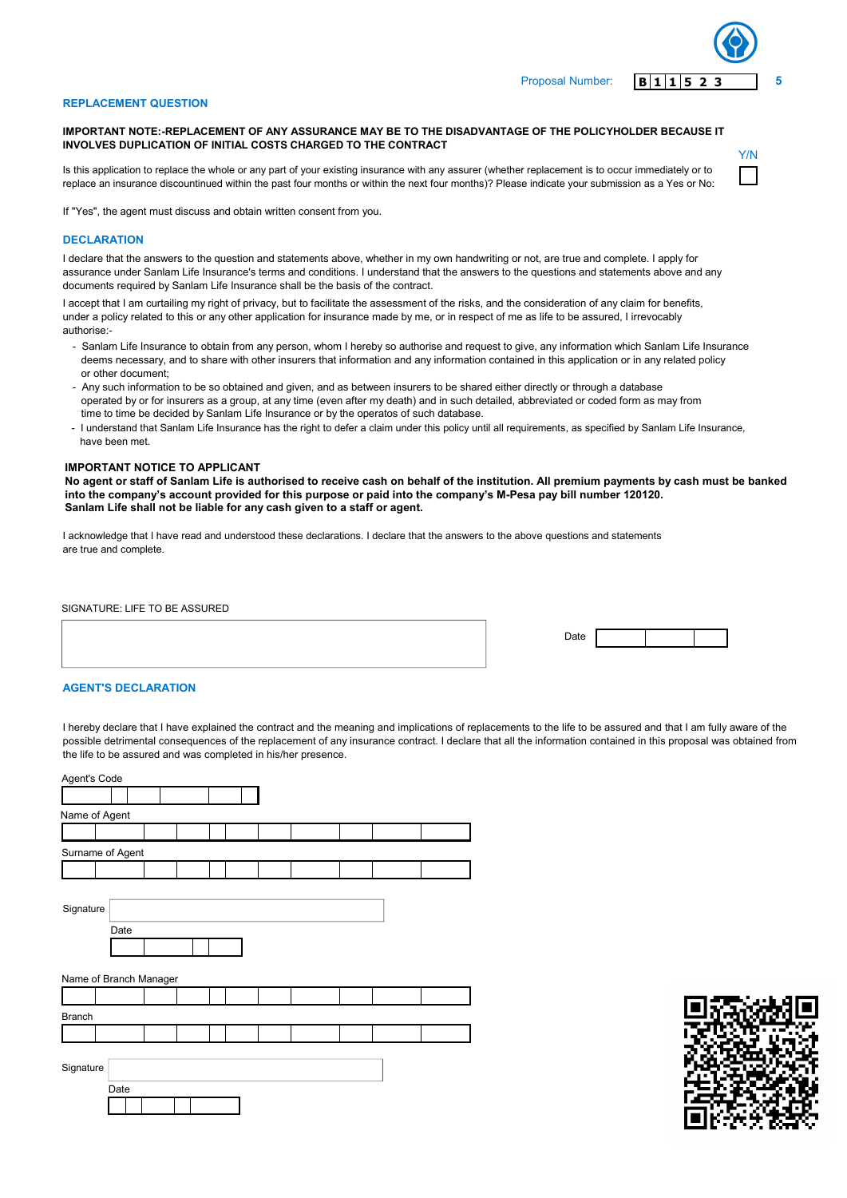Proposal Number: B 1 1 5 2 3

## REPLACEMENT QUESTION

**IMPORTANT NOTE:-REPLACEMENT OF ANY ASSURANCE MAY BE TO THE DISADVANTAGE OF THE POLICYHOLDER BECAUSE IT INVOLVES DUPLICATION OF INITIAL COSTS CHARGED TO THE CONTRACT**

Is this application to replace the whole or any part of your existing insurance with any assurer (whether replacement is to occur immediately or to replace an insurance discountinued within the past four months or within the next four months)? Please indicate your submission as a Yes or No: Y/N ☐

If "Yes", the agent must discuss and obtain written consent from you.

## DECLARATION

I declare that the answers to the question and statements above, whether in my own handwriting or not, are true and complete. I apply for assurance under Sanlam Life Insurance's terms and conditions. I understand that the answers to the questions and statements above and any documents required by Sanlam Life Insurance shall be the basis of the contract.

I accept that I am curtailing my right of privacy, but to facilitate the assessment of the risks, and the consideration of any claim for benefits, under a policy related to this or any other application for insurance made by me, or in respect of me as life to be assured, I irrevocably authorise:-

- Sanlam Life Insurance to obtain from any person, whom I hereby so authorise and request to give, any information which Sanlam Life Insurance deems necessary, and to share with other insurers that information and any information contained in this application or in any related policy or other document;
- Any such information to be so obtained and given, and as between insurers to be shared either directly or through a database operated by or for insurers as a group, at any time (even after my death) and in such detailed, abbreviated or coded form as may from time to time be decided by Sanlam Life Insurance or by the operatos of such database.
- I understand that Sanlam Life Insurance has the right to defer a claim under this policy until all requirements, as specified by Sanlam Life Insurance, have been met.

**IMPORTANT NOTICE TO APPLICANT**

**No agent or staff of Sanlam Life is authorised to receive cash on behalf of the institution. All premium payments by cash must be banked into the company's account provided for this purpose or paid into the company's M-Pesa pay bill number 120120.**
**Sanlam Life shall not be liable for any cash given to a staff or agent.**

I acknowledge that I have read and understood these declarations. I declare that the answers to the above questions and statements are true and complete.

SIGNATURE: LIFE TO BE ASSURED

Date

## AGENT'S DECLARATION

I hereby declare that I have explained the contract and the meaning and implications of replacements to the life to be assured and that I am fully aware of the possible detrimental consequences of the replacement of any insurance contract. I declare that all the information contained in this proposal was obtained from the life to be assured and was completed in his/her presence.

Agent's Code

Name of Agent

Surname of Agent

Signature

Date

Name of Branch Manager

Branch

Signature

Date